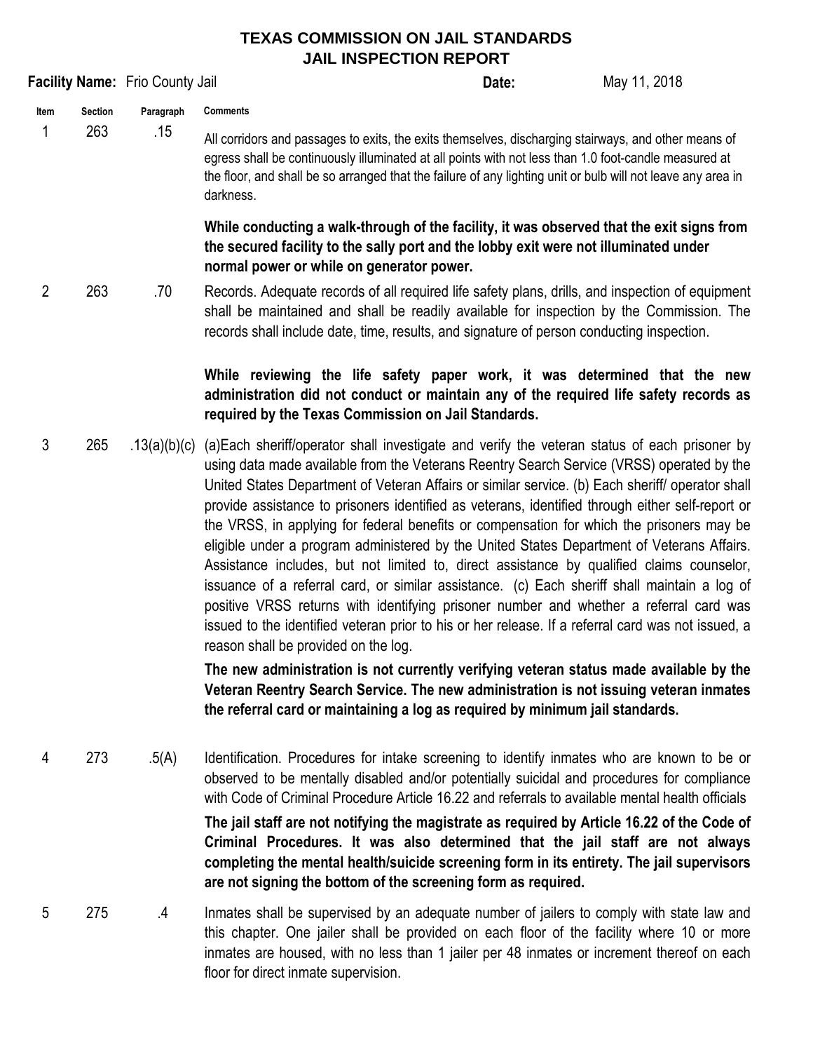# TEXAS COMMISSION ON JAIL STANDARDS
# JAIL INSPECTION REPORT

**Facility Name:** Frio County Jail **Date:** May 11, 2018

| Item | Section | Paragraph | Comments |
|---|---|---|---|
| 1 | 263 | .15 | All corridors and passages to exits, the exits themselves, discharging stairways, and other means of egress shall be continuously illuminated at all points with not less than 1.0 foot-candle measured at the floor, and shall be so arranged that the failure of any lighting unit or bulb will not leave any area in darkness.<br><br>**While conducting a walk-through of the facility, it was observed that the exit signs from the secured facility to the sally port and the lobby exit were not illuminated under normal power or while on generator power.** |
| 2 | 263 | .70 | Records. Adequate records of all required life safety plans, drills, and inspection of equipment shall be maintained and shall be readily available for inspection by the Commission. The records shall include date, time, results, and signature of person conducting inspection.<br><br>**While reviewing the life safety paper work, it was determined that the new administration did not conduct or maintain any of the required life safety records as required by the Texas Commission on Jail Standards.** |
| 3 | 265 | .13(a)(b)(c) | (a)Each sheriff/operator shall investigate and verify the veteran status of each prisoner by using data made available from the Veterans Reentry Search Service (VRSS) operated by the United States Department of Veteran Affairs or similar service. (b) Each sheriff/ operator shall provide assistance to prisoners identified as veterans, identified through either self-report or the VRSS, in applying for federal benefits or compensation for which the prisoners may be eligible under a program administered by the United States Department of Veterans Affairs. Assistance includes, but not limited to, direct assistance by qualified claims counselor, issuance of a referral card, or similar assistance. (c) Each sheriff shall maintain a log of positive VRSS returns with identifying prisoner number and whether a referral card was issued to the identified veteran prior to his or her release. If a referral card was not issued, a reason shall be provided on the log.<br><br>**The new administration is not currently verifying veteran status made available by the Veteran Reentry Search Service. The new administration is not issuing veteran inmates the referral card or maintaining a log as required by minimum jail standards.** |
| 4 | 273 | .5(A) | Identification. Procedures for intake screening to identify inmates who are known to be or observed to be mentally disabled and/or potentially suicidal and procedures for compliance with Code of Criminal Procedure Article 16.22 and referrals to available mental health officials<br><br>**The jail staff are not notifying the magistrate as required by Article 16.22 of the Code of Criminal Procedures. It was also determined that the jail staff are not always completing the mental health/suicide screening form in its entirety. The jail supervisors are not signing the bottom of the screening form as required.** |
| 5 | 275 | .4 | Inmates shall be supervised by an adequate number of jailers to comply with state law and this chapter. One jailer shall be provided on each floor of the facility where 10 or more inmates are housed, with no less than 1 jailer per 48 inmates or increment thereof on each floor for direct inmate supervision. |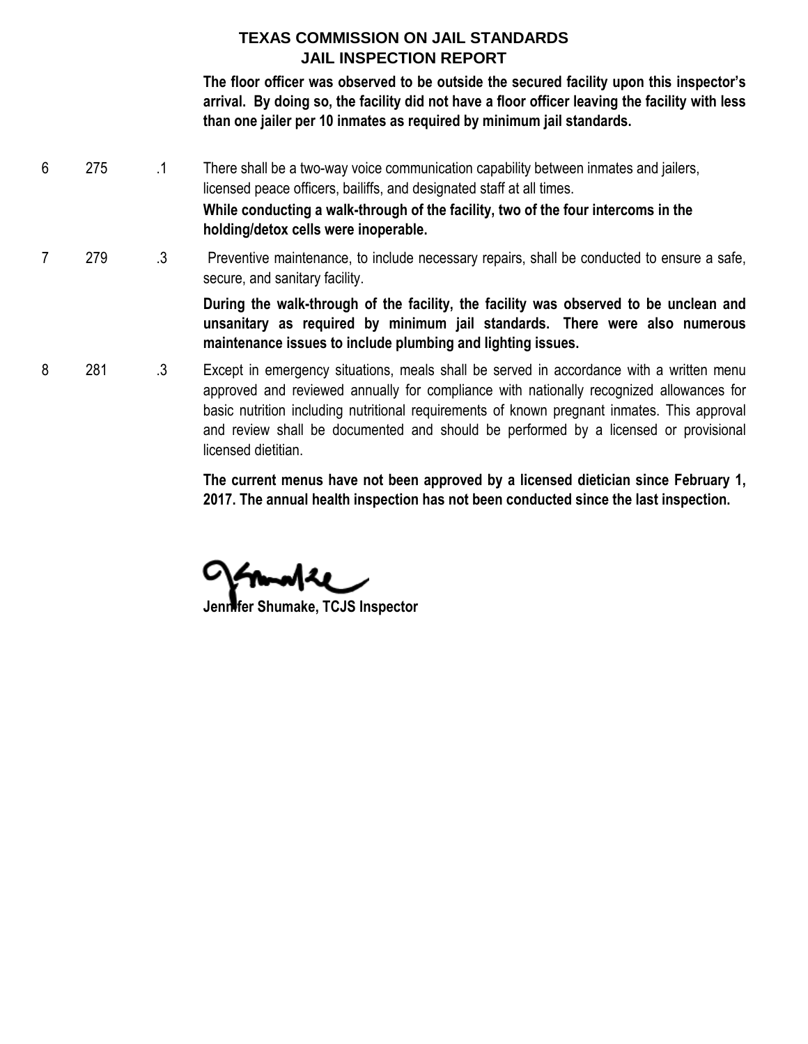The floor officer was observed to be outside the secured facility upon this inspector's arrival. By doing so, the facility did not have a floor officer leaving the facility with less than one jailer per 10 inmates as required by minimum jail standards.

| | | | |
|---|---|---|---|
| 6 | 275 | .1 | There shall be a two-way voice communication capability between inmates and jailers, licensed peace officers, bailiffs, and designated staff at all times.<br>**While conducting a walk-through of the facility, two of the four intercoms in the holding/detox cells were inoperable.** |
| 7 | 279 | .3 | Preventive maintenance, to include necessary repairs, shall be conducted to ensure a safe, secure, and sanitary facility.<br>**During the walk-through of the facility, the facility was observed to be unclean and unsanitary as required by minimum jail standards. There were also numerous maintenance issues to include plumbing and lighting issues.** |
| 8 | 281 | .3 | Except in emergency situations, meals shall be served in accordance with a written menu approved and reviewed annually for compliance with nationally recognized allowances for basic nutrition including nutritional requirements of known pregnant inmates. This approval and review shall be documented and should be performed by a licensed or provisional licensed dietitian.<br>**The current menus have not been approved by a licensed dietician since February 1, 2017. The annual health inspection has not been conducted since the last inspection.** |

**Jennifer Shumake, TCJS Inspector**